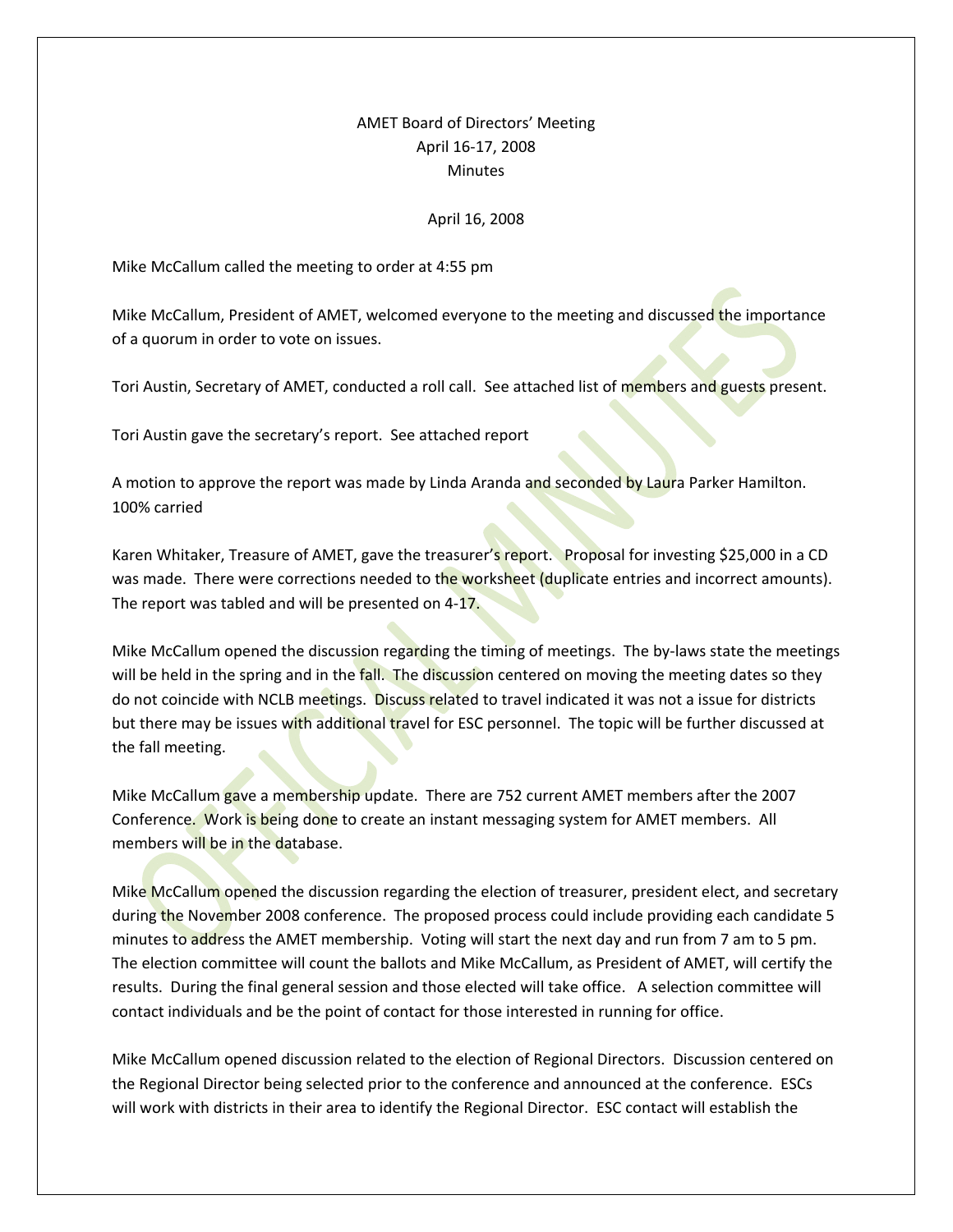# AMET Board of Directors' Meeting
## April 16-17, 2008
## Minutes

### April 16, 2008

Mike McCallum called the meeting to order at 4:55 pm

Mike McCallum, President of AMET, welcomed everyone to the meeting and discussed the importance of a quorum in order to vote on issues.

Tori Austin, Secretary of AMET, conducted a roll call. See attached list of members and guests present.

Tori Austin gave the secretary's report. See attached report

A motion to approve the report was made by Linda Aranda and seconded by Laura Parker Hamilton. 100% carried

Karen Whitaker, Treasure of AMET, gave the treasurer's report. Proposal for investing $25,000 in a CD was made. There were corrections needed to the worksheet (duplicate entries and incorrect amounts). The report was tabled and will be presented on 4-17.

Mike McCallum opened the discussion regarding the timing of meetings. The by-laws state the meetings will be held in the spring and in the fall. The discussion centered on moving the meeting dates so they do not coincide with NCLB meetings. Discuss related to travel indicated it was not a issue for districts but there may be issues with additional travel for ESC personnel. The topic will be further discussed at the fall meeting.

Mike McCallum gave a membership update. There are 752 current AMET members after the 2007 Conference. Work is being done to create an instant messaging system for AMET members. All members will be in the database.

Mike McCallum opened the discussion regarding the election of treasurer, president elect, and secretary during the November 2008 conference. The proposed process could include providing each candidate 5 minutes to address the AMET membership. Voting will start the next day and run from 7 am to 5 pm. The election committee will count the ballots and Mike McCallum, as President of AMET, will certify the results. During the final general session and those elected will take office. A selection committee will contact individuals and be the point of contact for those interested in running for office.

Mike McCallum opened discussion related to the election of Regional Directors. Discussion centered on the Regional Director being selected prior to the conference and announced at the conference. ESCs will work with districts in their area to identify the Regional Director. ESC contact will establish the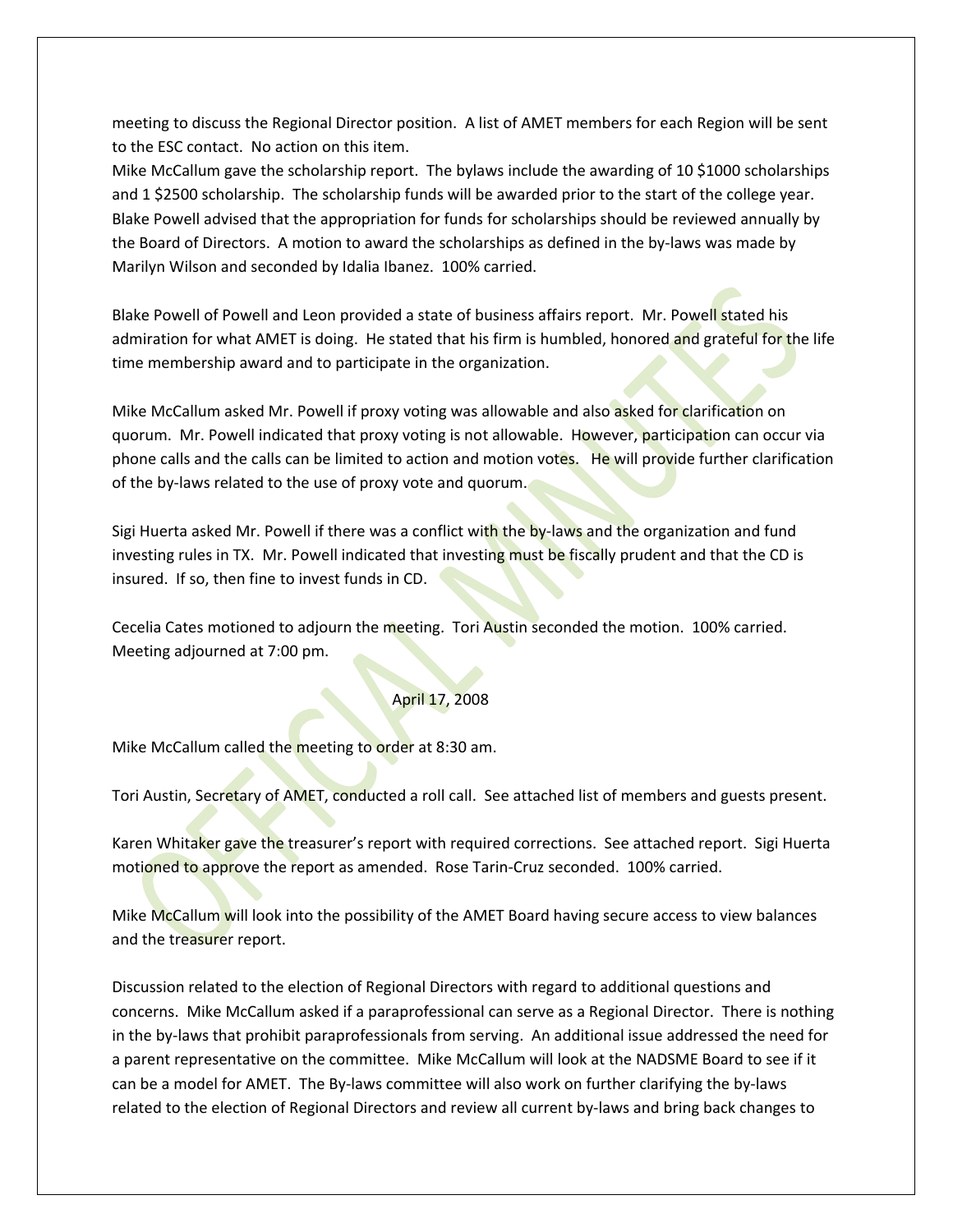meeting to discuss the Regional Director position. A list of AMET members for each Region will be sent to the ESC contact. No action on this item.

Mike McCallum gave the scholarship report. The bylaws include the awarding of 10 $1000 scholarships and 1 $2500 scholarship. The scholarship funds will be awarded prior to the start of the college year. Blake Powell advised that the appropriation for funds for scholarships should be reviewed annually by the Board of Directors. A motion to award the scholarships as defined in the by-laws was made by Marilyn Wilson and seconded by Idalia Ibanez. 100% carried.

Blake Powell of Powell and Leon provided a state of business affairs report. Mr. Powell stated his admiration for what AMET is doing. He stated that his firm is humbled, honored and grateful for the life time membership award and to participate in the organization.

Mike McCallum asked Mr. Powell if proxy voting was allowable and also asked for clarification on quorum. Mr. Powell indicated that proxy voting is not allowable. However, participation can occur via phone calls and the calls can be limited to action and motion votes. He will provide further clarification of the by-laws related to the use of proxy vote and quorum.

Sigi Huerta asked Mr. Powell if there was a conflict with the by-laws and the organization and fund investing rules in TX. Mr. Powell indicated that investing must be fiscally prudent and that the CD is insured. If so, then fine to invest funds in CD.

Cecelia Cates motioned to adjourn the meeting. Tori Austin seconded the motion. 100% carried. Meeting adjourned at 7:00 pm.

April 17, 2008

Mike McCallum called the meeting to order at 8:30 am.

Tori Austin, Secretary of AMET, conducted a roll call. See attached list of members and guests present.

Karen Whitaker gave the treasurer's report with required corrections. See attached report. Sigi Huerta motioned to approve the report as amended. Rose Tarin-Cruz seconded. 100% carried.

Mike McCallum will look into the possibility of the AMET Board having secure access to view balances and the treasurer report.

Discussion related to the election of Regional Directors with regard to additional questions and concerns. Mike McCallum asked if a paraprofessional can serve as a Regional Director. There is nothing in the by-laws that prohibit paraprofessionals from serving. An additional issue addressed the need for a parent representative on the committee. Mike McCallum will look at the NADSME Board to see if it can be a model for AMET. The By-laws committee will also work on further clarifying the by-laws related to the election of Regional Directors and review all current by-laws and bring back changes to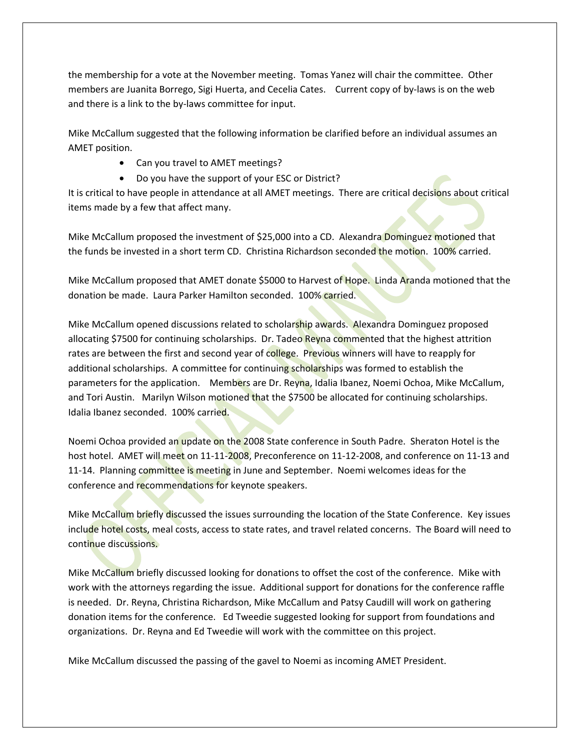the membership for a vote at the November meeting. Tomas Yanez will chair the committee. Other members are Juanita Borrego, Sigi Huerta, and Cecelia Cates. Current copy of by-laws is on the web and there is a link to the by-laws committee for input.

Mike McCallum suggested that the following information be clarified before an individual assumes an AMET position.

- Can you travel to AMET meetings?
- Do you have the support of your ESC or District?

It is critical to have people in attendance at all AMET meetings. There are critical decisions about critical items made by a few that affect many.

Mike McCallum proposed the investment of $25,000 into a CD. Alexandra Dominguez motioned that the funds be invested in a short term CD. Christina Richardson seconded the motion. 100% carried.

Mike McCallum proposed that AMET donate $5000 to Harvest of Hope. Linda Aranda motioned that the donation be made. Laura Parker Hamilton seconded. 100% carried.

Mike McCallum opened discussions related to scholarship awards. Alexandra Dominguez proposed allocating $7500 for continuing scholarships. Dr. Tadeo Reyna commented that the highest attrition rates are between the first and second year of college. Previous winners will have to reapply for additional scholarships. A committee for continuing scholarships was formed to establish the parameters for the application. Members are Dr. Reyna, Idalia Ibanez, Noemi Ochoa, Mike McCallum, and Tori Austin. Marilyn Wilson motioned that the $7500 be allocated for continuing scholarships. Idalia Ibanez seconded. 100% carried.

Noemi Ochoa provided an update on the 2008 State conference in South Padre. Sheraton Hotel is the host hotel. AMET will meet on 11-11-2008, Preconference on 11-12-2008, and conference on 11-13 and 11-14. Planning committee is meeting in June and September. Noemi welcomes ideas for the conference and recommendations for keynote speakers.

Mike McCallum briefly discussed the issues surrounding the location of the State Conference. Key issues include hotel costs, meal costs, access to state rates, and travel related concerns. The Board will need to continue discussions.

Mike McCallum briefly discussed looking for donations to offset the cost of the conference. Mike with work with the attorneys regarding the issue. Additional support for donations for the conference raffle is needed. Dr. Reyna, Christina Richardson, Mike McCallum and Patsy Caudill will work on gathering donation items for the conference. Ed Tweedie suggested looking for support from foundations and organizations. Dr. Reyna and Ed Tweedie will work with the committee on this project.

Mike McCallum discussed the passing of the gavel to Noemi as incoming AMET President.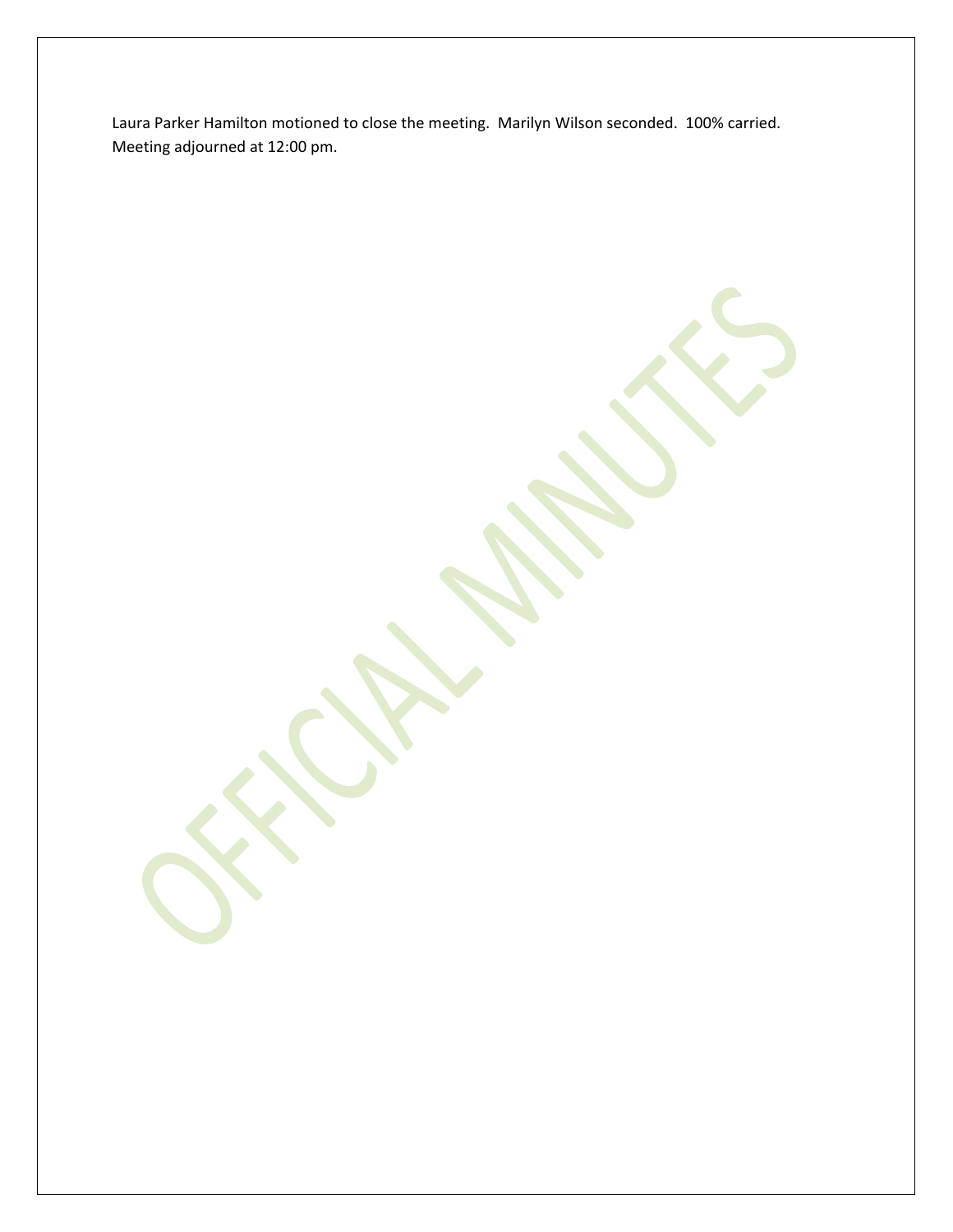Laura Parker Hamilton motioned to close the meeting. Marilyn Wilson seconded. 100% carried. Meeting adjourned at 12:00 pm.